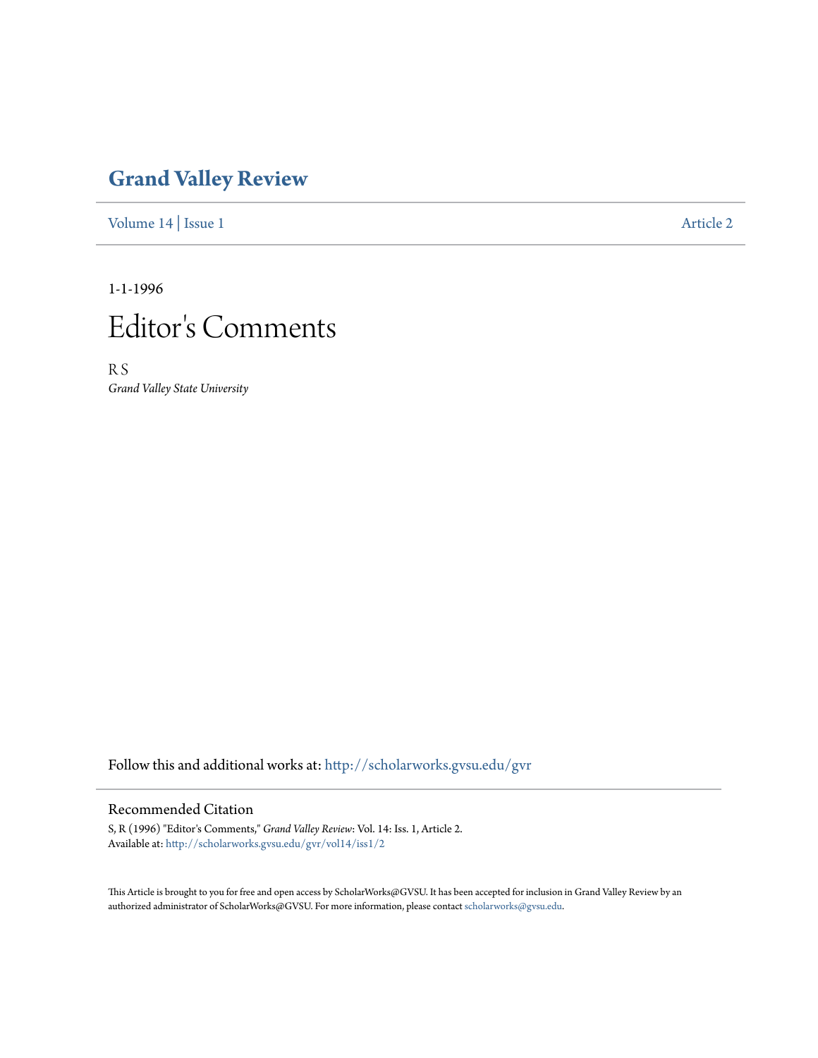# Grand Valley Review

Volume 14 | Issue 1 Article 2

1-1-1996

# Editor's Comments

R S

*Grand Valley State University*

Follow this and additional works at: http://scholarworks.gvsu.edu/gvr

## Recommended Citation

S, R (1996) "Editor's Comments," *Grand Valley Review*: Vol. 14: Iss. 1, Article 2.
Available at: http://scholarworks.gvsu.edu/gvr/vol14/iss1/2

This Article is brought to you for free and open access by ScholarWorks@GVSU. It has been accepted for inclusion in Grand Valley Review by an authorized administrator of ScholarWorks@GVSU. For more information, please contact scholarworks@gvsu.edu.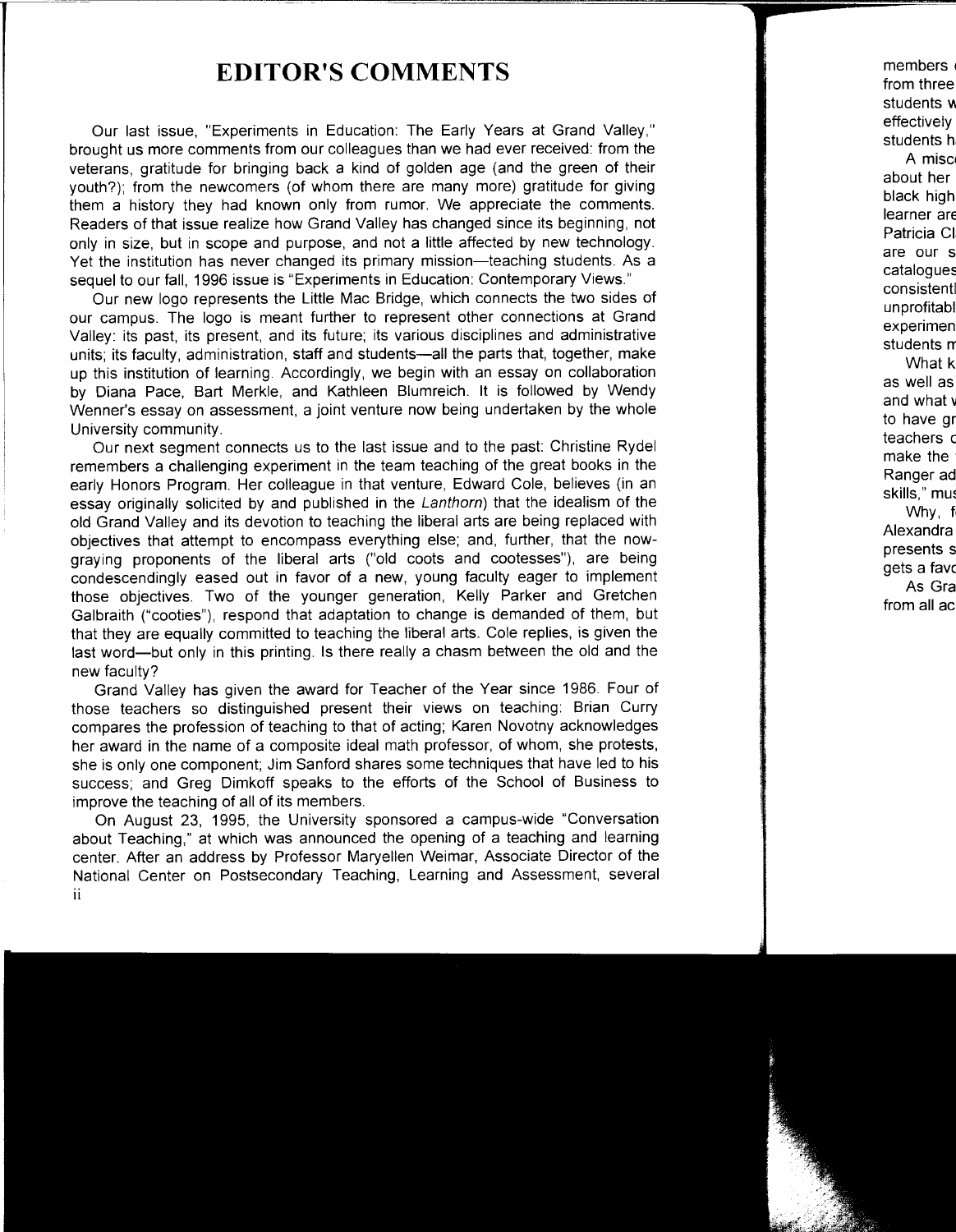# EDITOR'S COMMENTS

Our last issue, "Experiments in Education: The Early Years at Grand Valley," brought us more comments from our colleagues than we had ever received: from the veterans, gratitude for bringing back a kind of golden age (and the green of their youth?); from the newcomers (of whom there are many more) gratitude for giving them a history they had known only from rumor. We appreciate the comments. Readers of that issue realize how Grand Valley has changed since its beginning, not only in size, but in scope and purpose, and not a little affected by new technology. Yet the institution has never changed its primary mission—teaching students. As a sequel to our fall, 1996 issue is "Experiments in Education: Contemporary Views."

Our new logo represents the Little Mac Bridge, which connects the two sides of our campus. The logo is meant further to represent other connections at Grand Valley: its past, its present, and its future; its various disciplines and administrative units; its faculty, administration, staff and students—all the parts that, together, make up this institution of learning. Accordingly, we begin with an essay on collaboration by Diana Pace, Bart Merkle, and Kathleen Blumreich. It is followed by Wendy Wenner's essay on assessment, a joint venture now being undertaken by the whole University community.

Our next segment connects us to the last issue and to the past: Christine Rydel remembers a challenging experiment in the team teaching of the great books in the early Honors Program. Her colleague in that venture, Edward Cole, believes (in an essay originally solicited by and published in the *Lanthorn*) that the idealism of the old Grand Valley and its devotion to teaching the liberal arts are being replaced with objectives that attempt to encompass everything else; and, further, that the now-graying proponents of the liberal arts ("old coots and cootesses"), are being condescendingly eased out in favor of a new, young faculty eager to implement those objectives. Two of the younger generation, Kelly Parker and Gretchen Galbraith ("cooties"), respond that adaptation to change is demanded of them, but that they are equally committed to teaching the liberal arts. Cole replies, is given the last word—but only in this printing. Is there really a chasm between the old and the new faculty?

Grand Valley has given the award for Teacher of the Year since 1986. Four of those teachers so distinguished present their views on teaching: Brian Curry compares the profession of teaching to that of acting; Karen Novotny acknowledges her award in the name of a composite ideal math professor, of whom, she protests, she is only one component; Jim Sanford shares some techniques that have led to his success; and Greg Dimkoff speaks to the efforts of the School of Business to improve the teaching of all of its members.

On August 23, 1995, the University sponsored a campus-wide "Conversation about Teaching," at which was announced the opening of a teaching and learning center. After an address by Professor Maryellen Weimar, Associate Director of the National Center on Postsecondary Teaching, Learning and Assessment, several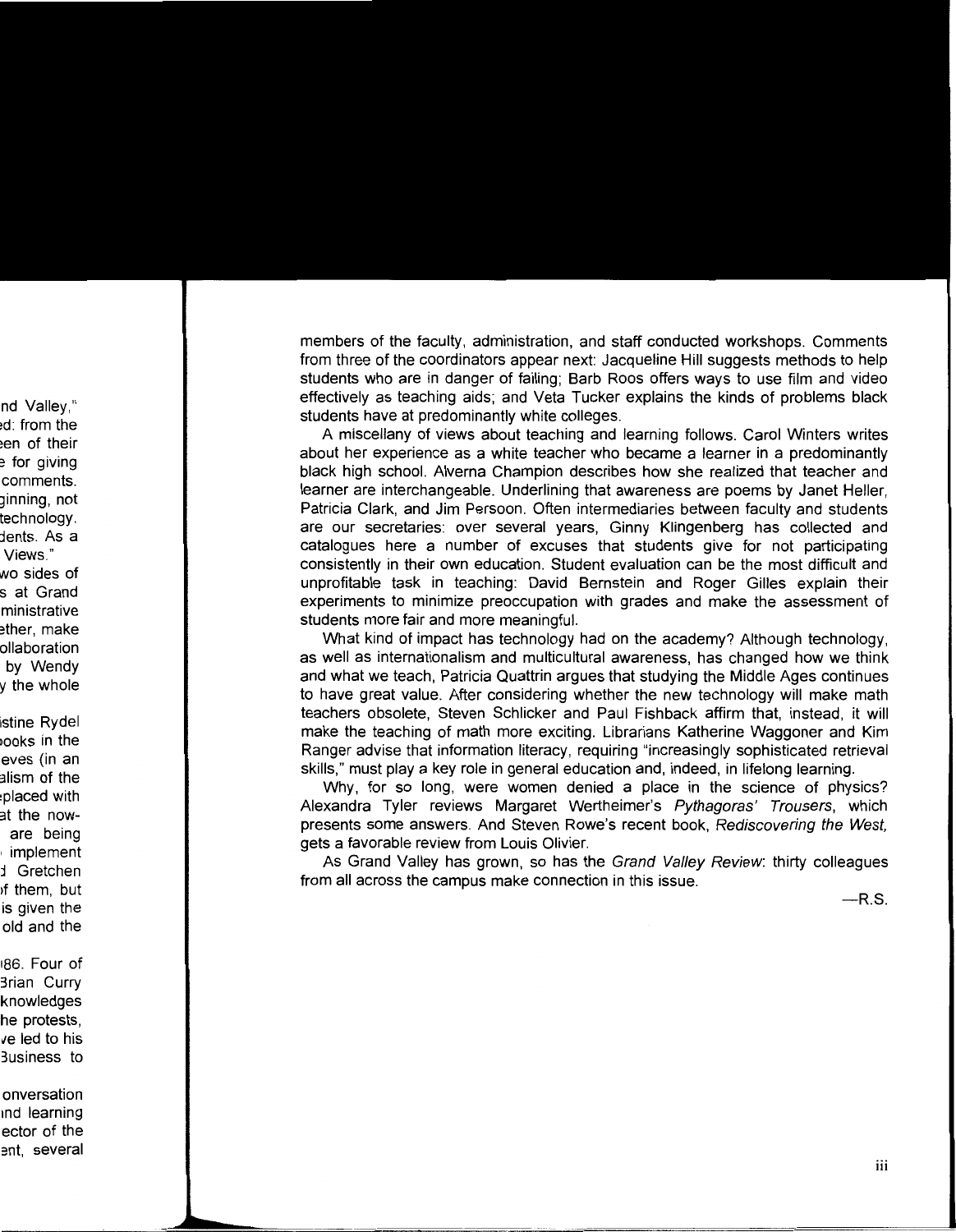members of the faculty, administration, and staff conducted workshops. Comments from three of the coordinators appear next: Jacqueline Hill suggests methods to help students who are in danger of failing; Barb Roos offers ways to use film and video effectively as teaching aids; and Veta Tucker explains the kinds of problems black students have at predominantly white colleges.

A miscellany of views about teaching and learning follows. Carol Winters writes about her experience as a white teacher who became a learner in a predominantly black high school. Alverna Champion describes how she realized that teacher and learner are interchangeable. Underlining that awareness are poems by Janet Heller, Patricia Clark, and Jim Persoon. Often intermediaries between faculty and students are our secretaries: over several years, Ginny Klingenberg has collected and catalogues here a number of excuses that students give for not participating consistently in their own education. Student evaluation can be the most difficult and unprofitable task in teaching: David Bernstein and Roger Gilles explain their experiments to minimize preoccupation with grades and make the assessment of students more fair and more meaningful.

What kind of impact has technology had on the academy? Although technology, as well as internationalism and multicultural awareness, has changed how we think and what we teach, Patricia Quattrin argues that studying the Middle Ages continues to have great value. After considering whether the new technology will make math teachers obsolete, Steven Schlicker and Paul Fishback affirm that, instead, it will make the teaching of math more exciting. Librarians Katherine Waggoner and Kim Ranger advise that information literacy, requiring "increasingly sophisticated retrieval skills," must play a key role in general education and, indeed, in lifelong learning.

Why, for so long, were women denied a place in the science of physics? Alexandra Tyler reviews Margaret Wertheimer's *Pythagoras' Trousers*, which presents some answers. And Steven Rowe's recent book, *Rediscovering the West,* gets a favorable review from Louis Olivier.

As Grand Valley has grown, so has the *Grand Valley Review*: thirty colleagues from all across the campus make connection in this issue.

—R.S.